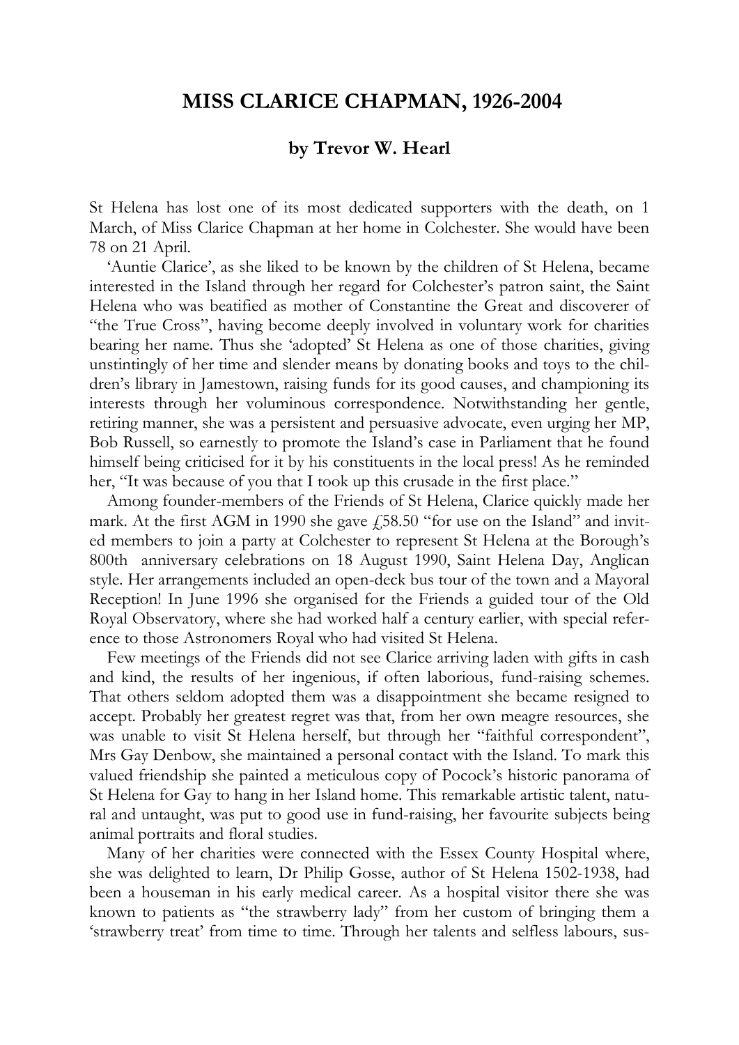# MISS CLARICE CHAPMAN, 1926-2004

### by Trevor W. Hearl

St Helena has lost one of its most dedicated supporters with the death, on 1 March, of Miss Clarice Chapman at her home in Colchester. She would have been 78 on 21 April.

'Auntie Clarice', as she liked to be known by the children of St Helena, became interested in the Island through her regard for Colchester's patron saint, the Saint Helena who was beatified as mother of Constantine the Great and discoverer of "the True Cross", having become deeply involved in voluntary work for charities bearing her name. Thus she 'adopted' St Helena as one of those charities, giving unstintingly of her time and slender means by donating books and toys to the children's library in Jamestown, raising funds for its good causes, and championing its interests through her voluminous correspondence. Notwithstanding her gentle, retiring manner, she was a persistent and persuasive advocate, even urging her MP, Bob Russell, so earnestly to promote the Island's case in Parliament that he found himself being criticised for it by his constituents in the local press! As he reminded her, "It was because of you that I took up this crusade in the first place."

Among founder-members of the Friends of St Helena, Clarice quickly made her mark. At the first AGM in 1990 she gave £58.50 "for use on the Island" and invited members to join a party at Colchester to represent St Helena at the Borough's 800th anniversary celebrations on 18 August 1990, Saint Helena Day, Anglican style. Her arrangements included an open-deck bus tour of the town and a Mayoral Reception! In June 1996 she organised for the Friends a guided tour of the Old Royal Observatory, where she had worked half a century earlier, with special reference to those Astronomers Royal who had visited St Helena.

Few meetings of the Friends did not see Clarice arriving laden with gifts in cash and kind, the results of her ingenious, if often laborious, fund-raising schemes. That others seldom adopted them was a disappointment she became resigned to accept. Probably her greatest regret was that, from her own meagre resources, she was unable to visit St Helena herself, but through her "faithful correspondent", Mrs Gay Denbow, she maintained a personal contact with the Island. To mark this valued friendship she painted a meticulous copy of Pocock's historic panorama of St Helena for Gay to hang in her Island home. This remarkable artistic talent, natural and untaught, was put to good use in fund-raising, her favourite subjects being animal portraits and floral studies.

Many of her charities were connected with the Essex County Hospital where, she was delighted to learn, Dr Philip Gosse, author of St Helena 1502-1938, had been a houseman in his early medical career. As a hospital visitor there she was known to patients as "the strawberry lady" from her custom of bringing them a 'strawberry treat' from time to time. Through her talents and selfless labours, sus-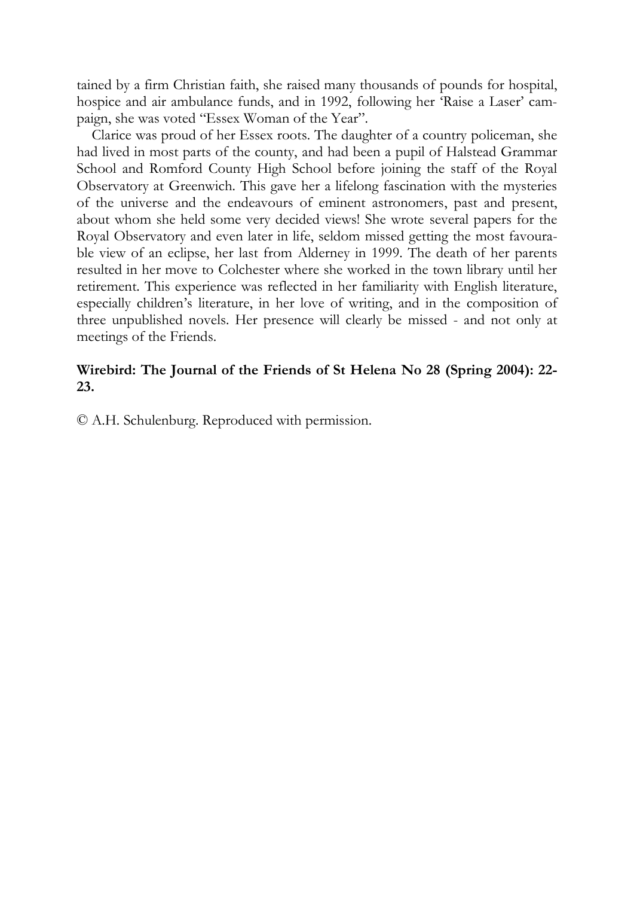tained by a firm Christian faith, she raised many thousands of pounds for hospital, hospice and air ambulance funds, and in 1992, following her 'Raise a Laser' campaign, she was voted "Essex Woman of the Year".

Clarice was proud of her Essex roots. The daughter of a country policeman, she had lived in most parts of the county, and had been a pupil of Halstead Grammar School and Romford County High School before joining the staff of the Royal Observatory at Greenwich. This gave her a lifelong fascination with the mysteries of the universe and the endeavours of eminent astronomers, past and present, about whom she held some very decided views! She wrote several papers for the Royal Observatory and even later in life, seldom missed getting the most favourable view of an eclipse, her last from Alderney in 1999. The death of her parents resulted in her move to Colchester where she worked in the town library until her retirement. This experience was reflected in her familiarity with English literature, especially children's literature, in her love of writing, and in the composition of three unpublished novels. Her presence will clearly be missed - and not only at meetings of the Friends.

**Wirebird: The Journal of the Friends of St Helena No 28 (Spring 2004): 22-23.**

© A.H. Schulenburg. Reproduced with permission.